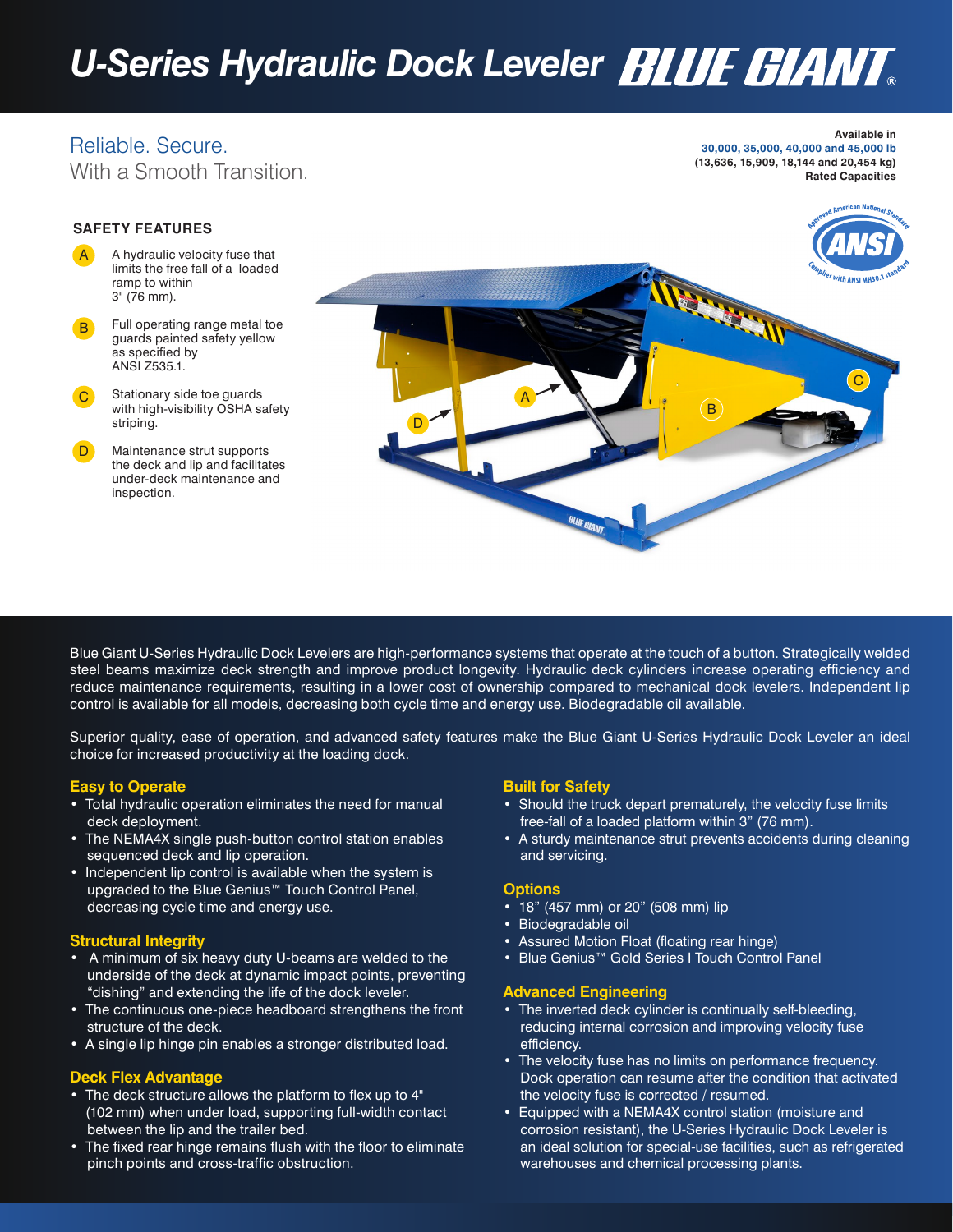# U-Series Hydraulic Dock Leveler BLUE GIANT®

## Reliable. Secure.
With a Smooth Transition.

Available in
**30,000, 35,000, 40,000 and 45,000 lb**
(13,636, 15,909, 18,144 and 20,454 kg)
Rated Capacities

### SAFETY FEATURES

- **A** A hydraulic velocity fuse that limits the free fall of a loaded ramp to within 3" (76 mm).
- **B** Full operating range metal toe guards painted safety yellow as specified by ANSI Z535.1.
- **C** Stationary side toe guards with high-visibility OSHA safety striping.
- **D** Maintenance strut supports the deck and lip and facilitates under-deck maintenance and inspection.

Blue Giant U-Series Hydraulic Dock Levelers are high-performance systems that operate at the touch of a button. Strategically welded steel beams maximize deck strength and improve product longevity. Hydraulic deck cylinders increase operating efficiency and reduce maintenance requirements, resulting in a lower cost of ownership compared to mechanical dock levelers. Independent lip control is available for all models, decreasing both cycle time and energy use. Biodegradable oil available.

Superior quality, ease of operation, and advanced safety features make the Blue Giant U-Series Hydraulic Dock Leveler an ideal choice for increased productivity at the loading dock.

### Easy to Operate

- Total hydraulic operation eliminates the need for manual deck deployment.
- The NEMA4X single push-button control station enables sequenced deck and lip operation.
- Independent lip control is available when the system is upgraded to the Blue Genius™ Touch Control Panel, decreasing cycle time and energy use.

### Structural Integrity

- A minimum of six heavy duty U-beams are welded to the underside of the deck at dynamic impact points, preventing "dishing" and extending the life of the dock leveler.
- The continuous one-piece headboard strengthens the front structure of the deck.
- A single lip hinge pin enables a stronger distributed load.

### Deck Flex Advantage

- The deck structure allows the platform to flex up to 4" (102 mm) when under load, supporting full-width contact between the lip and the trailer bed.
- The fixed rear hinge remains flush with the floor to eliminate pinch points and cross-traffic obstruction.

### Built for Safety

- Should the truck depart prematurely, the velocity fuse limits free-fall of a loaded platform within 3" (76 mm).
- A sturdy maintenance strut prevents accidents during cleaning and servicing.

### Options

- 18" (457 mm) or 20" (508 mm) lip
- Biodegradable oil
- Assured Motion Float (floating rear hinge)
- Blue Genius™ Gold Series I Touch Control Panel

### Advanced Engineering

- The inverted deck cylinder is continually self-bleeding, reducing internal corrosion and improving velocity fuse efficiency.
- The velocity fuse has no limits on performance frequency. Dock operation can resume after the condition that activated the velocity fuse is corrected / resumed.
- Equipped with a NEMA4X control station (moisture and corrosion resistant), the U-Series Hydraulic Dock Leveler is an ideal solution for special-use facilities, such as refrigerated warehouses and chemical processing plants.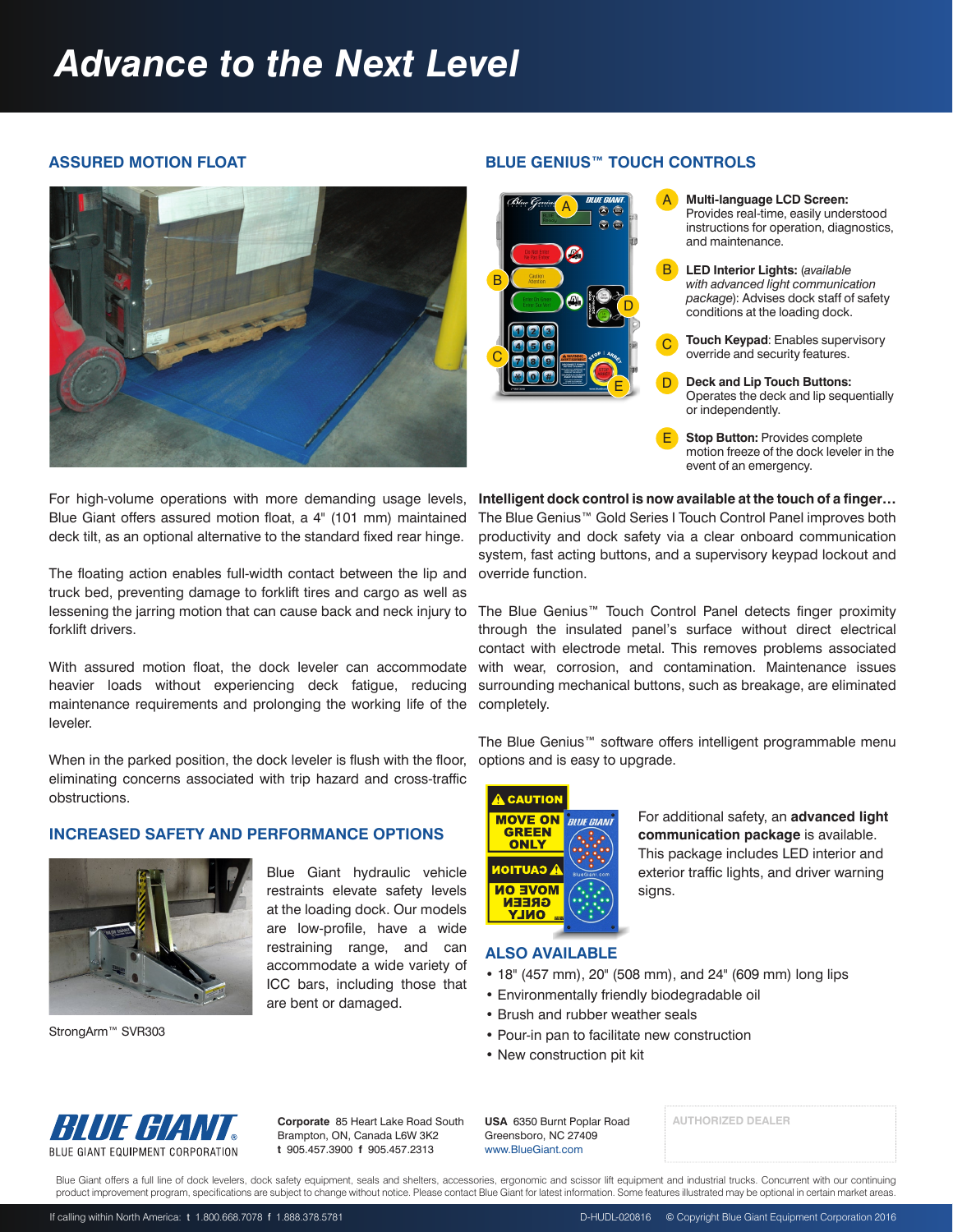# Advance to the Next Level

## ASSURED MOTION FLOAT

For high-volume operations with more demanding usage levels, Blue Giant offers assured motion float, a 4" (101 mm) maintained deck tilt, as an optional alternative to the standard fixed rear hinge.

The floating action enables full-width contact between the lip and truck bed, preventing damage to forklift tires and cargo as well as lessening the jarring motion that can cause back and neck injury to forklift drivers.

With assured motion float, the dock leveler can accommodate heavier loads without experiencing deck fatigue, reducing maintenance requirements and prolonging the working life of the leveler.

When in the parked position, the dock leveler is flush with the floor, eliminating concerns associated with trip hazard and cross-traffic obstructions.

## INCREASED SAFETY AND PERFORMANCE OPTIONS

Blue Giant hydraulic vehicle restraints elevate safety levels at the loading dock. Our models are low-profile, have a wide restraining range, and can accommodate a wide variety of ICC bars, including those that are bent or damaged.

StrongArm™ SVR303

## BLUE GENIUS™ TOUCH CONTROLS

- **A** **Multi-language LCD Screen:** Provides real-time, easily understood instructions for operation, diagnostics, and maintenance.
- **B** **LED Interior Lights:** (*available with advanced light communication package*): Advises dock staff of safety conditions at the loading dock.
- **C** **Touch Keypad**: Enables supervisory override and security features.
- **D** **Deck and Lip Touch Buttons:** Operates the deck and lip sequentially or independently.
- **E** **Stop Button:** Provides complete motion freeze of the dock leveler in the event of an emergency.

**Intelligent dock control is now available at the touch of a finger…** The Blue Genius™ Gold Series I Touch Control Panel improves both productivity and dock safety via a clear onboard communication system, fast acting buttons, and a supervisory keypad lockout and override function.

The Blue Genius™ Touch Control Panel detects finger proximity through the insulated panel's surface without direct electrical contact with electrode metal. This removes problems associated with wear, corrosion, and contamination. Maintenance issues surrounding mechanical buttons, such as breakage, are eliminated completely.

The Blue Genius™ software offers intelligent programmable menu options and is easy to upgrade.

For additional safety, an **advanced light communication package** is available. This package includes LED interior and exterior traffic lights, and driver warning signs.

## ALSO AVAILABLE

- 18" (457 mm), 20" (508 mm), and 24" (609 mm) long lips
- Environmentally friendly biodegradable oil
- Brush and rubber weather seals
- Pour-in pan to facilitate new construction
- New construction pit kit

BLUE GIANT EQUIPMENT CORPORATION

**Corporate** 85 Heart Lake Road South
Brampton, ON, Canada L6W 3K2
**t** 905.457.3900 **f** 905.457.2313

**USA** 6350 Burnt Poplar Road
Greensboro, NC 27409
www.BlueGiant.com

AUTHORIZED DEALER

Blue Giant offers a full line of dock levelers, dock safety equipment, seals and shelters, accessories, ergonomic and scissor lift equipment and industrial trucks. Concurrent with our continuing product improvement program, specifications are subject to change without notice. Please contact Blue Giant for latest information. Some features illustrated may be optional in certain market areas.

If calling within North America: **t** 1.800.668.7078 **f** 1.888.378.5781

D-HUDL-020816 © Copyright Blue Giant Equipment Corporation 2016